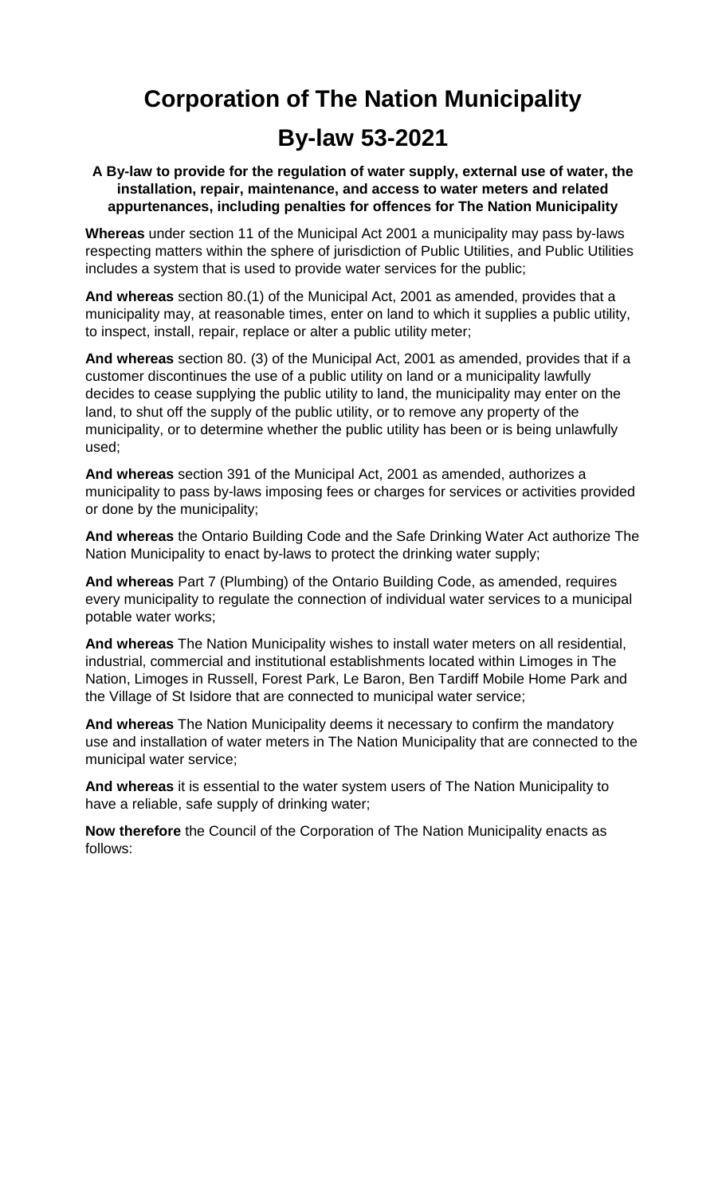# Corporation of The Nation Municipality

# By-law 53-2021

**A By-law to provide for the regulation of water supply, external use of water, the installation, repair, maintenance, and access to water meters and related appurtenances, including penalties for offences for The Nation Municipality**

**Whereas** under section 11 of the Municipal Act 2001 a municipality may pass by-laws respecting matters within the sphere of jurisdiction of Public Utilities, and Public Utilities includes a system that is used to provide water services for the public;

**And whereas** section 80.(1) of the Municipal Act, 2001 as amended, provides that a municipality may, at reasonable times, enter on land to which it supplies a public utility, to inspect, install, repair, replace or alter a public utility meter;

**And whereas** section 80. (3) of the Municipal Act, 2001 as amended, provides that if a customer discontinues the use of a public utility on land or a municipality lawfully decides to cease supplying the public utility to land, the municipality may enter on the land, to shut off the supply of the public utility, or to remove any property of the municipality, or to determine whether the public utility has been or is being unlawfully used;

**And whereas** section 391 of the Municipal Act, 2001 as amended, authorizes a municipality to pass by-laws imposing fees or charges for services or activities provided or done by the municipality;

**And whereas** the Ontario Building Code and the Safe Drinking Water Act authorize The Nation Municipality to enact by-laws to protect the drinking water supply;

**And whereas** Part 7 (Plumbing) of the Ontario Building Code, as amended, requires every municipality to regulate the connection of individual water services to a municipal potable water works;

**And whereas** The Nation Municipality wishes to install water meters on all residential, industrial, commercial and institutional establishments located within Limoges in The Nation, Limoges in Russell, Forest Park, Le Baron, Ben Tardiff Mobile Home Park and the Village of St Isidore that are connected to municipal water service;

**And whereas** The Nation Municipality deems it necessary to confirm the mandatory use and installation of water meters in The Nation Municipality that are connected to the municipal water service;

**And whereas** it is essential to the water system users of The Nation Municipality to have a reliable, safe supply of drinking water;

**Now therefore** the Council of the Corporation of The Nation Municipality enacts as follows: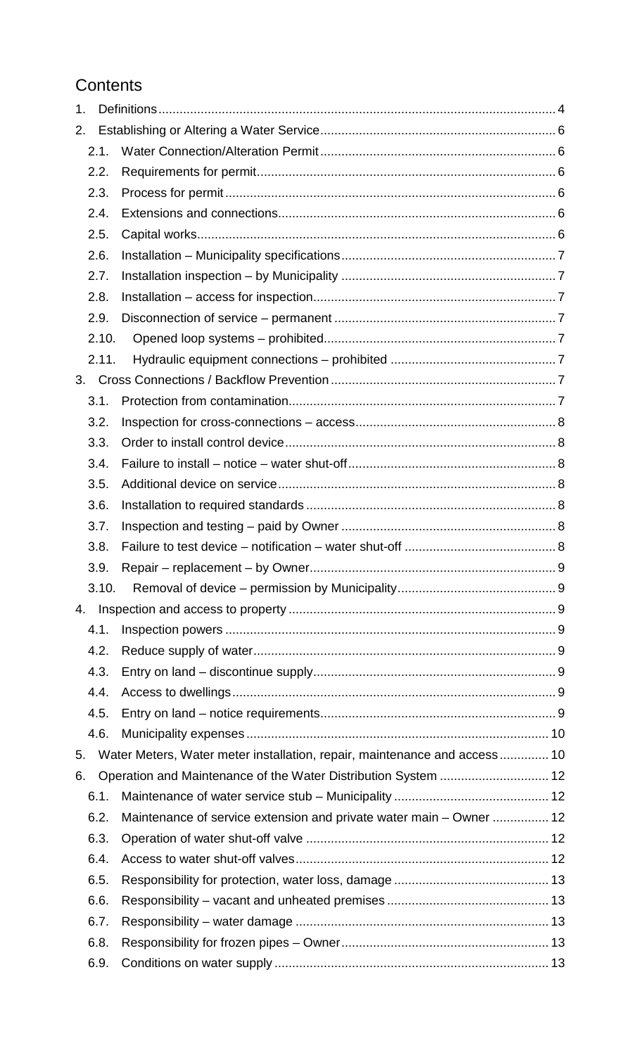# Contents

1. Definitions ........ 4
2. Establishing or Altering a Water Service ........ 6
   - 2.1. Water Connection/Alteration Permit ........ 6
   - 2.2. Requirements for permit ........ 6
   - 2.3. Process for permit ........ 6
   - 2.4. Extensions and connections ........ 6
   - 2.5. Capital works ........ 6
   - 2.6. Installation – Municipality specifications ........ 7
   - 2.7. Installation inspection – by Municipality ........ 7
   - 2.8. Installation – access for inspection ........ 7
   - 2.9. Disconnection of service – permanent ........ 7
   - 2.10. Opened loop systems – prohibited ........ 7
   - 2.11. Hydraulic equipment connections – prohibited ........ 7
3. Cross Connections / Backflow Prevention ........ 7
   - 3.1. Protection from contamination ........ 7
   - 3.2. Inspection for cross-connections – access ........ 8
   - 3.3. Order to install control device ........ 8
   - 3.4. Failure to install – notice – water shut-off ........ 8
   - 3.5. Additional device on service ........ 8
   - 3.6. Installation to required standards ........ 8
   - 3.7. Inspection and testing – paid by Owner ........ 8
   - 3.8. Failure to test device – notification – water shut-off ........ 8
   - 3.9. Repair – replacement – by Owner ........ 9
   - 3.10. Removal of device – permission by Municipality ........ 9
4. Inspection and access to property ........ 9
   - 4.1. Inspection powers ........ 9
   - 4.2. Reduce supply of water ........ 9
   - 4.3. Entry on land – discontinue supply ........ 9
   - 4.4. Access to dwellings ........ 9
   - 4.5. Entry on land – notice requirements ........ 9
   - 4.6. Municipality expenses ........ 10
5. Water Meters, Water meter installation, repair, maintenance and access ........ 10
6. Operation and Maintenance of the Water Distribution System ........ 12
   - 6.1. Maintenance of water service stub – Municipality ........ 12
   - 6.2. Maintenance of service extension and private water main – Owner ........ 12
   - 6.3. Operation of water shut-off valve ........ 12
   - 6.4. Access to water shut-off valves ........ 12
   - 6.5. Responsibility for protection, water loss, damage ........ 13
   - 6.6. Responsibility – vacant and unheated premises ........ 13
   - 6.7. Responsibility – water damage ........ 13
   - 6.8. Responsibility for frozen pipes – Owner ........ 13
   - 6.9. Conditions on water supply ........ 13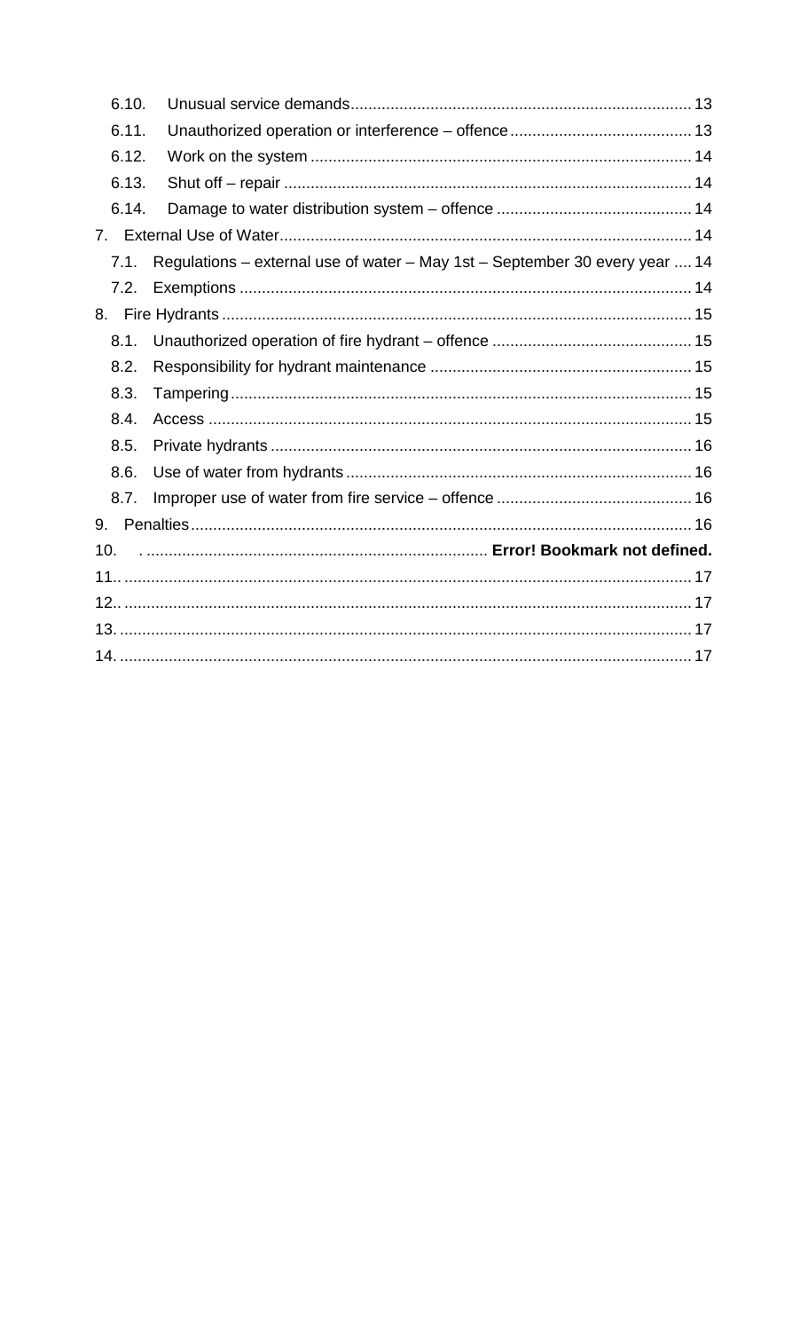6.10. Unusual service demands ........................................................................... 13

6.11. Unauthorized operation or interference – offence ........................................ 13

6.12. Work on the system .................................................................................... 14

6.13. Shut off – repair .......................................................................................... 14

6.14. Damage to water distribution system – offence ........................................... 14

7. External Use of Water ........................................................................................... 14

7.1. Regulations – external use of water – May 1st – September 30 every year .... 14

7.2. Exemptions .................................................................................................... 14

8. Fire Hydrants ........................................................................................................ 15

8.1. Unauthorized operation of fire hydrant – offence ............................................ 15

8.2. Responsibility for hydrant maintenance .......................................................... 15

8.3. Tampering ...................................................................................................... 15

8.4. Access ........................................................................................................... 15

8.5. Private hydrants ............................................................................................. 16

8.6. Use of water from hydrants ............................................................................. 16

8.7. Improper use of water from fire service – offence ........................................... 16

9. Penalties ............................................................................................................... 16

10. . ........................................................................... **Error! Bookmark not defined.**

11.. .............................................................................................................................. 17

12.. .............................................................................................................................. 17

13. ............................................................................................................................... 17

14. ............................................................................................................................... 17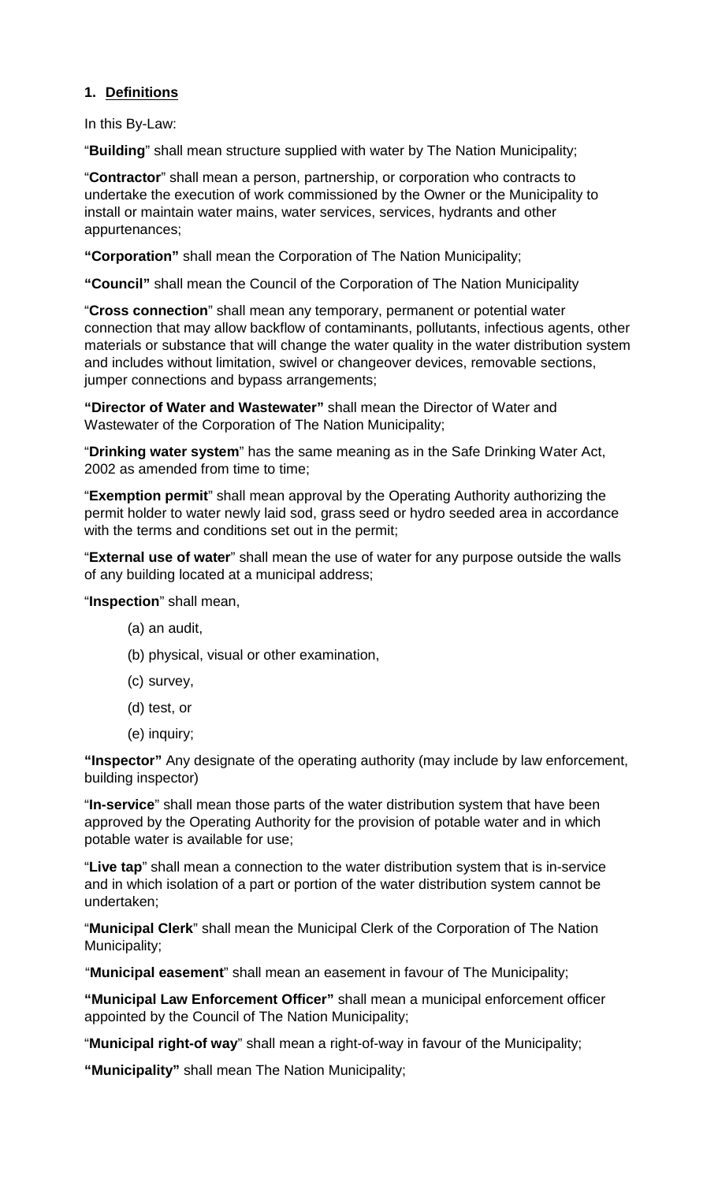## 1. Definitions

In this By-Law:

"**Building**" shall mean structure supplied with water by The Nation Municipality;

"**Contractor**" shall mean a person, partnership, or corporation who contracts to undertake the execution of work commissioned by the Owner or the Municipality to install or maintain water mains, water services, services, hydrants and other appurtenances;

**"Corporation"** shall mean the Corporation of The Nation Municipality;

**"Council"** shall mean the Council of the Corporation of The Nation Municipality

"**Cross connection**" shall mean any temporary, permanent or potential water connection that may allow backflow of contaminants, pollutants, infectious agents, other materials or substance that will change the water quality in the water distribution system and includes without limitation, swivel or changeover devices, removable sections, jumper connections and bypass arrangements;

**"Director of Water and Wastewater"** shall mean the Director of Water and Wastewater of the Corporation of The Nation Municipality;

"**Drinking water system**" has the same meaning as in the Safe Drinking Water Act, 2002 as amended from time to time;

"**Exemption permit**" shall mean approval by the Operating Authority authorizing the permit holder to water newly laid sod, grass seed or hydro seeded area in accordance with the terms and conditions set out in the permit;

"**External use of water**" shall mean the use of water for any purpose outside the walls of any building located at a municipal address;

"**Inspection**" shall mean,

(a) an audit,

(b) physical, visual or other examination,

(c) survey,

(d) test, or

(e) inquiry;

**"Inspector"** Any designate of the operating authority (may include by law enforcement, building inspector)

"**In-service**" shall mean those parts of the water distribution system that have been approved by the Operating Authority for the provision of potable water and in which potable water is available for use;

"**Live tap**" shall mean a connection to the water distribution system that is in-service and in which isolation of a part or portion of the water distribution system cannot be undertaken;

"**Municipal Clerk**" shall mean the Municipal Clerk of the Corporation of The Nation Municipality;

"**Municipal easement**" shall mean an easement in favour of The Municipality;

**"Municipal Law Enforcement Officer"** shall mean a municipal enforcement officer appointed by the Council of The Nation Municipality;

"**Municipal right-of way**" shall mean a right-of-way in favour of the Municipality;

**"Municipality"** shall mean The Nation Municipality;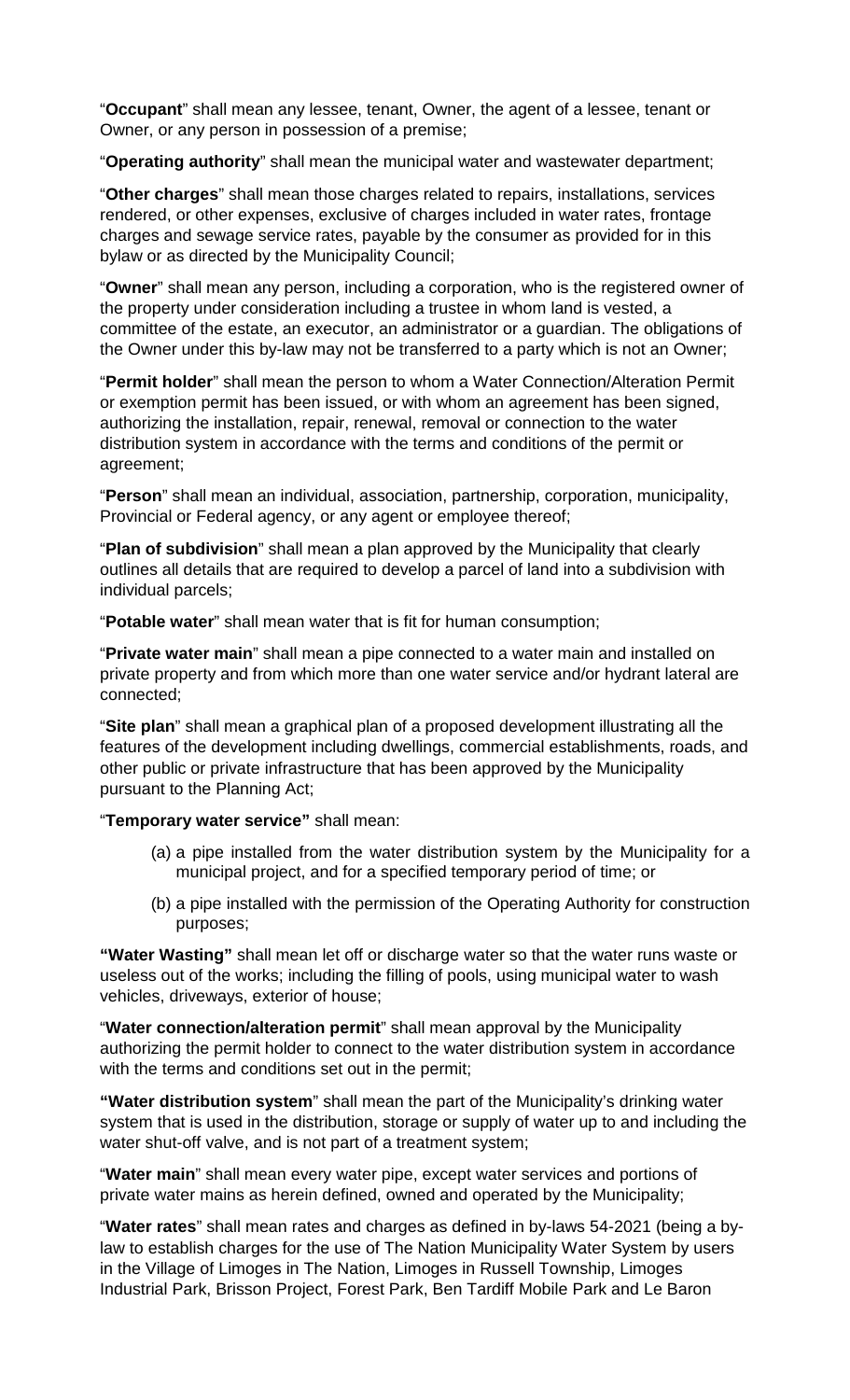"**Occupant**" shall mean any lessee, tenant, Owner, the agent of a lessee, tenant or Owner, or any person in possession of a premise;

"**Operating authority**" shall mean the municipal water and wastewater department;

"**Other charges**" shall mean those charges related to repairs, installations, services rendered, or other expenses, exclusive of charges included in water rates, frontage charges and sewage service rates, payable by the consumer as provided for in this bylaw or as directed by the Municipality Council;

"**Owner**" shall mean any person, including a corporation, who is the registered owner of the property under consideration including a trustee in whom land is vested, a committee of the estate, an executor, an administrator or a guardian. The obligations of the Owner under this by-law may not be transferred to a party which is not an Owner;

"**Permit holder**" shall mean the person to whom a Water Connection/Alteration Permit or exemption permit has been issued, or with whom an agreement has been signed, authorizing the installation, repair, renewal, removal or connection to the water distribution system in accordance with the terms and conditions of the permit or agreement;

"**Person**" shall mean an individual, association, partnership, corporation, municipality, Provincial or Federal agency, or any agent or employee thereof;

"**Plan of subdivision**" shall mean a plan approved by the Municipality that clearly outlines all details that are required to develop a parcel of land into a subdivision with individual parcels;

"**Potable water**" shall mean water that is fit for human consumption;

"**Private water main**" shall mean a pipe connected to a water main and installed on private property and from which more than one water service and/or hydrant lateral are connected;

"**Site plan**" shall mean a graphical plan of a proposed development illustrating all the features of the development including dwellings, commercial establishments, roads, and other public or private infrastructure that has been approved by the Municipality pursuant to the Planning Act;

"**Temporary water service"** shall mean:

(a) a pipe installed from the water distribution system by the Municipality for a municipal project, and for a specified temporary period of time; or

(b) a pipe installed with the permission of the Operating Authority for construction purposes;

**"Water Wasting"** shall mean let off or discharge water so that the water runs waste or useless out of the works; including the filling of pools, using municipal water to wash vehicles, driveways, exterior of house;

"**Water connection/alteration permit**" shall mean approval by the Municipality authorizing the permit holder to connect to the water distribution system in accordance with the terms and conditions set out in the permit;

**"Water distribution system**" shall mean the part of the Municipality's drinking water system that is used in the distribution, storage or supply of water up to and including the water shut-off valve, and is not part of a treatment system;

"**Water main**" shall mean every water pipe, except water services and portions of private water mains as herein defined, owned and operated by the Municipality;

"**Water rates**" shall mean rates and charges as defined in by-laws 54-2021 (being a by-law to establish charges for the use of The Nation Municipality Water System by users in the Village of Limoges in The Nation, Limoges in Russell Township, Limoges Industrial Park, Brisson Project, Forest Park, Ben Tardiff Mobile Park and Le Baron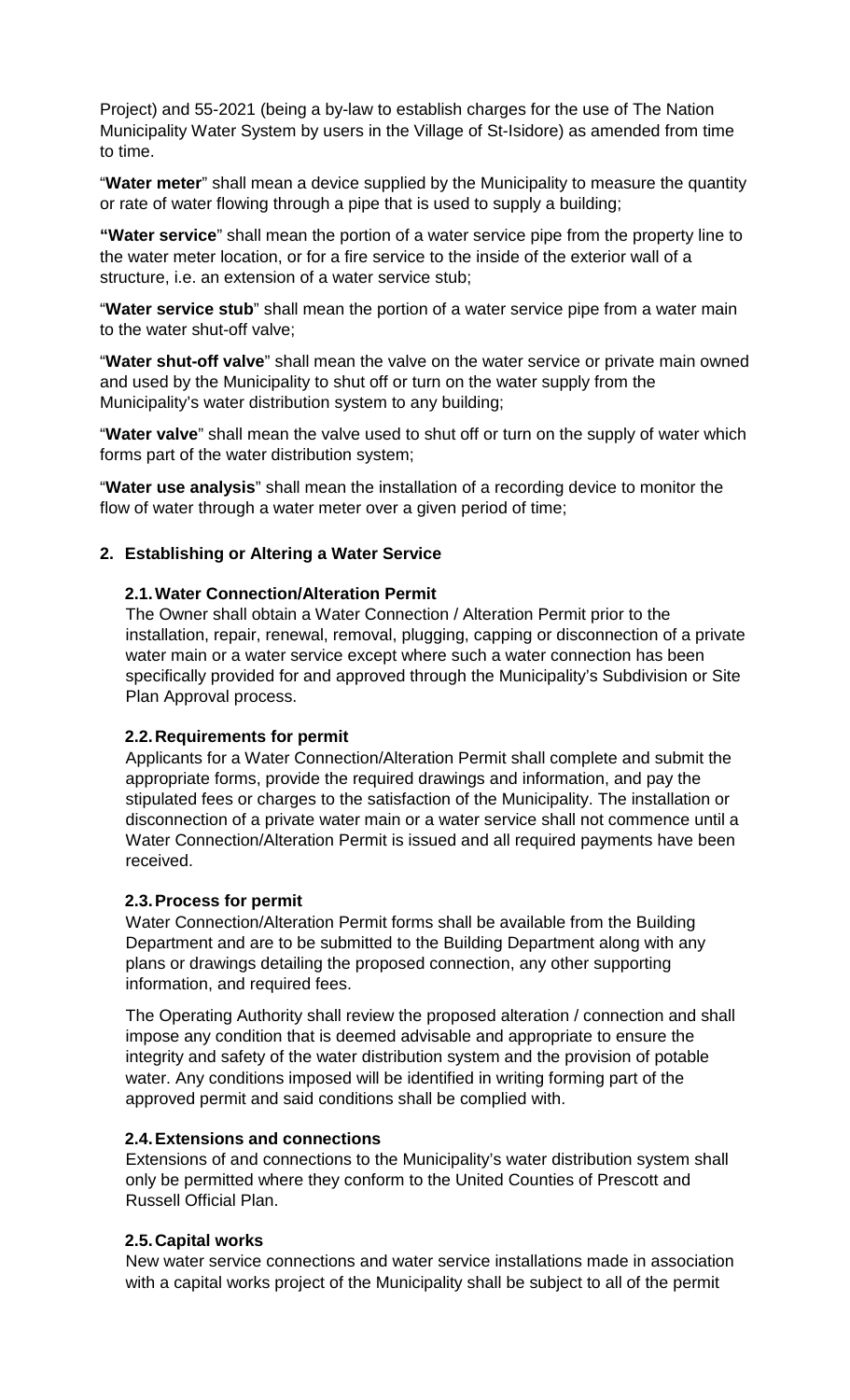Project) and 55-2021 (being a by-law to establish charges for the use of The Nation Municipality Water System by users in the Village of St-Isidore) as amended from time to time.

"**Water meter**" shall mean a device supplied by the Municipality to measure the quantity or rate of water flowing through a pipe that is used to supply a building;

**"Water service**" shall mean the portion of a water service pipe from the property line to the water meter location, or for a fire service to the inside of the exterior wall of a structure, i.e. an extension of a water service stub;

"**Water service stub**" shall mean the portion of a water service pipe from a water main to the water shut-off valve;

"**Water shut-off valve**" shall mean the valve on the water service or private main owned and used by the Municipality to shut off or turn on the water supply from the Municipality's water distribution system to any building;

"**Water valve**" shall mean the valve used to shut off or turn on the supply of water which forms part of the water distribution system;

"**Water use analysis**" shall mean the installation of a recording device to monitor the flow of water through a water meter over a given period of time;

## 2. Establishing or Altering a Water Service

### 2.1. Water Connection/Alteration Permit

The Owner shall obtain a Water Connection / Alteration Permit prior to the installation, repair, renewal, removal, plugging, capping or disconnection of a private water main or a water service except where such a water connection has been specifically provided for and approved through the Municipality's Subdivision or Site Plan Approval process.

### 2.2. Requirements for permit

Applicants for a Water Connection/Alteration Permit shall complete and submit the appropriate forms, provide the required drawings and information, and pay the stipulated fees or charges to the satisfaction of the Municipality. The installation or disconnection of a private water main or a water service shall not commence until a Water Connection/Alteration Permit is issued and all required payments have been received.

### 2.3. Process for permit

Water Connection/Alteration Permit forms shall be available from the Building Department and are to be submitted to the Building Department along with any plans or drawings detailing the proposed connection, any other supporting information, and required fees.

The Operating Authority shall review the proposed alteration / connection and shall impose any condition that is deemed advisable and appropriate to ensure the integrity and safety of the water distribution system and the provision of potable water. Any conditions imposed will be identified in writing forming part of the approved permit and said conditions shall be complied with.

### 2.4. Extensions and connections

Extensions of and connections to the Municipality's water distribution system shall only be permitted where they conform to the United Counties of Prescott and Russell Official Plan.

### 2.5. Capital works

New water service connections and water service installations made in association with a capital works project of the Municipality shall be subject to all of the permit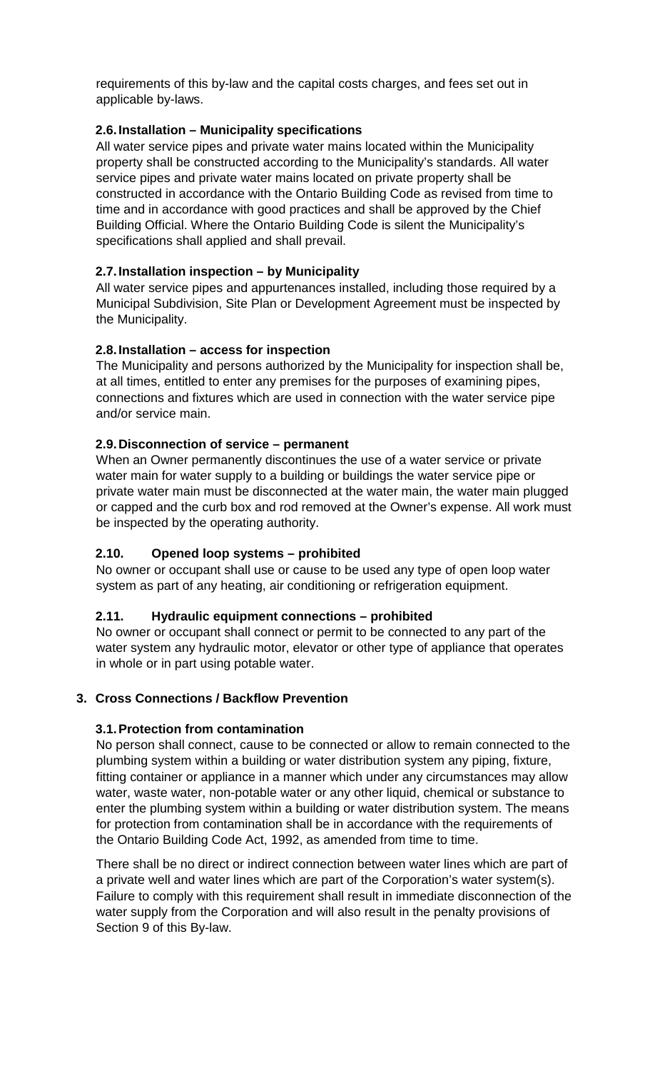requirements of this by-law and the capital costs charges, and fees set out in applicable by-laws.

### 2.6. Installation – Municipality specifications

All water service pipes and private water mains located within the Municipality property shall be constructed according to the Municipality's standards. All water service pipes and private water mains located on private property shall be constructed in accordance with the Ontario Building Code as revised from time to time and in accordance with good practices and shall be approved by the Chief Building Official. Where the Ontario Building Code is silent the Municipality's specifications shall applied and shall prevail.

### 2.7. Installation inspection – by Municipality

All water service pipes and appurtenances installed, including those required by a Municipal Subdivision, Site Plan or Development Agreement must be inspected by the Municipality.

### 2.8. Installation – access for inspection

The Municipality and persons authorized by the Municipality for inspection shall be, at all times, entitled to enter any premises for the purposes of examining pipes, connections and fixtures which are used in connection with the water service pipe and/or service main.

### 2.9. Disconnection of service – permanent

When an Owner permanently discontinues the use of a water service or private water main for water supply to a building or buildings the water service pipe or private water main must be disconnected at the water main, the water main plugged or capped and the curb box and rod removed at the Owner's expense. All work must be inspected by the operating authority.

### 2.10. Opened loop systems – prohibited

No owner or occupant shall use or cause to be used any type of open loop water system as part of any heating, air conditioning or refrigeration equipment.

### 2.11. Hydraulic equipment connections – prohibited

No owner or occupant shall connect or permit to be connected to any part of the water system any hydraulic motor, elevator or other type of appliance that operates in whole or in part using potable water.

## 3. Cross Connections / Backflow Prevention

### 3.1. Protection from contamination

No person shall connect, cause to be connected or allow to remain connected to the plumbing system within a building or water distribution system any piping, fixture, fitting container or appliance in a manner which under any circumstances may allow water, waste water, non-potable water or any other liquid, chemical or substance to enter the plumbing system within a building or water distribution system. The means for protection from contamination shall be in accordance with the requirements of the Ontario Building Code Act, 1992, as amended from time to time.

There shall be no direct or indirect connection between water lines which are part of a private well and water lines which are part of the Corporation's water system(s). Failure to comply with this requirement shall result in immediate disconnection of the water supply from the Corporation and will also result in the penalty provisions of Section 9 of this By-law.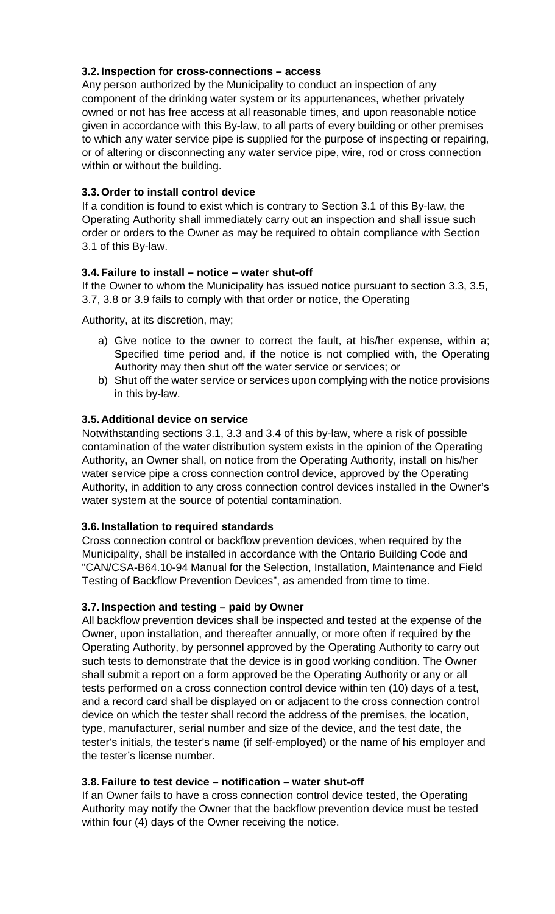### 3.2. Inspection for cross-connections – access

Any person authorized by the Municipality to conduct an inspection of any component of the drinking water system or its appurtenances, whether privately owned or not has free access at all reasonable times, and upon reasonable notice given in accordance with this By-law, to all parts of every building or other premises to which any water service pipe is supplied for the purpose of inspecting or repairing, or of altering or disconnecting any water service pipe, wire, rod or cross connection within or without the building.

### 3.3. Order to install control device

If a condition is found to exist which is contrary to Section 3.1 of this By-law, the Operating Authority shall immediately carry out an inspection and shall issue such order or orders to the Owner as may be required to obtain compliance with Section 3.1 of this By-law.

### 3.4. Failure to install – notice – water shut-off

If the Owner to whom the Municipality has issued notice pursuant to section 3.3, 3.5, 3.7, 3.8 or 3.9 fails to comply with that order or notice, the Operating

Authority, at its discretion, may;

a) Give notice to the owner to correct the fault, at his/her expense, within a; Specified time period and, if the notice is not complied with, the Operating Authority may then shut off the water service or services; or
b) Shut off the water service or services upon complying with the notice provisions in this by-law.

### 3.5. Additional device on service

Notwithstanding sections 3.1, 3.3 and 3.4 of this by-law, where a risk of possible contamination of the water distribution system exists in the opinion of the Operating Authority, an Owner shall, on notice from the Operating Authority, install on his/her water service pipe a cross connection control device, approved by the Operating Authority, in addition to any cross connection control devices installed in the Owner's water system at the source of potential contamination.

### 3.6. Installation to required standards

Cross connection control or backflow prevention devices, when required by the Municipality, shall be installed in accordance with the Ontario Building Code and "CAN/CSA-B64.10-94 Manual for the Selection, Installation, Maintenance and Field Testing of Backflow Prevention Devices", as amended from time to time.

### 3.7. Inspection and testing – paid by Owner

All backflow prevention devices shall be inspected and tested at the expense of the Owner, upon installation, and thereafter annually, or more often if required by the Operating Authority, by personnel approved by the Operating Authority to carry out such tests to demonstrate that the device is in good working condition. The Owner shall submit a report on a form approved be the Operating Authority or any or all tests performed on a cross connection control device within ten (10) days of a test, and a record card shall be displayed on or adjacent to the cross connection control device on which the tester shall record the address of the premises, the location, type, manufacturer, serial number and size of the device, and the test date, the tester's initials, the tester's name (if self-employed) or the name of his employer and the tester's license number.

### 3.8. Failure to test device – notification – water shut-off

If an Owner fails to have a cross connection control device tested, the Operating Authority may notify the Owner that the backflow prevention device must be tested within four (4) days of the Owner receiving the notice.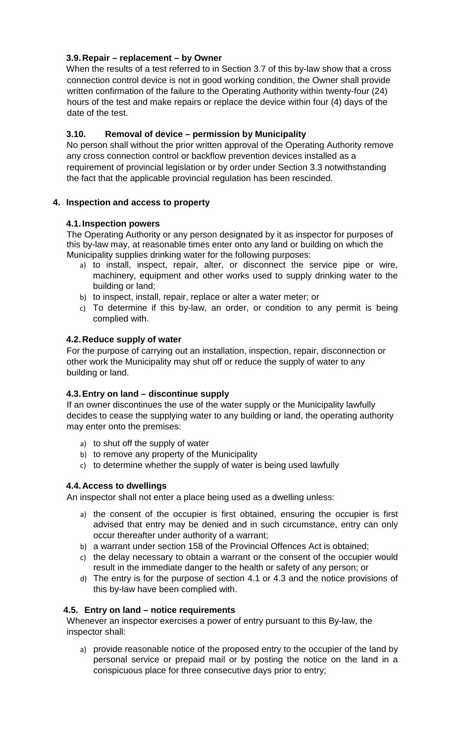### 3.9. Repair – replacement – by Owner

When the results of a test referred to in Section 3.7 of this by-law show that a cross connection control device is not in good working condition, the Owner shall provide written confirmation of the failure to the Operating Authority within twenty-four (24) hours of the test and make repairs or replace the device within four (4) days of the date of the test.

### 3.10. Removal of device – permission by Municipality

No person shall without the prior written approval of the Operating Authority remove any cross connection control or backflow prevention devices installed as a requirement of provincial legislation or by order under Section 3.3 notwithstanding the fact that the applicable provincial regulation has been rescinded.

## 4. Inspection and access to property

### 4.1. Inspection powers

The Operating Authority or any person designated by it as inspector for purposes of this by-law may, at reasonable times enter onto any land or building on which the Municipality supplies drinking water for the following purposes:

a) to install, inspect, repair, alter, or disconnect the service pipe or wire, machinery, equipment and other works used to supply drinking water to the building or land;
b) to inspect, install, repair, replace or alter a water meter; or
c) To determine if this by-law, an order, or condition to any permit is being complied with.

### 4.2. Reduce supply of water

For the purpose of carrying out an installation, inspection, repair, disconnection or other work the Municipality may shut off or reduce the supply of water to any building or land.

### 4.3. Entry on land – discontinue supply

If an owner discontinues the use of the water supply or the Municipality lawfully decides to cease the supplying water to any building or land, the operating authority may enter onto the premises:

a) to shut off the supply of water
b) to remove any property of the Municipality
c) to determine whether the supply of water is being used lawfully

### 4.4. Access to dwellings

An inspector shall not enter a place being used as a dwelling unless:

a) the consent of the occupier is first obtained, ensuring the occupier is first advised that entry may be denied and in such circumstance, entry can only occur thereafter under authority of a warrant;
b) a warrant under section 158 of the Provincial Offences Act is obtained;
c) the delay necessary to obtain a warrant or the consent of the occupier would result in the immediate danger to the health or safety of any person; or
d) The entry is for the purpose of section 4.1 or 4.3 and the notice provisions of this by-law have been complied with.

### 4.5. Entry on land – notice requirements

Whenever an inspector exercises a power of entry pursuant to this By-law, the inspector shall:

a) provide reasonable notice of the proposed entry to the occupier of the land by personal service or prepaid mail or by posting the notice on the land in a conspicuous place for three consecutive days prior to entry;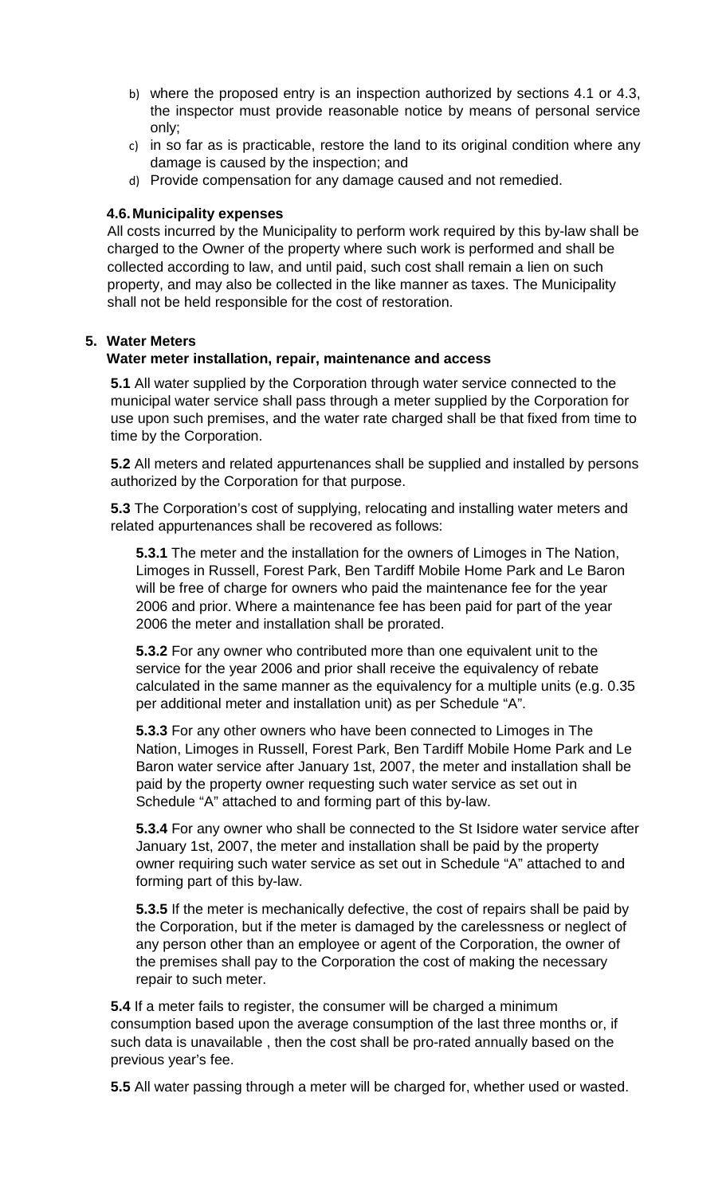b) where the proposed entry is an inspection authorized by sections 4.1 or 4.3, the inspector must provide reasonable notice by means of personal service only;
c) in so far as is practicable, restore the land to its original condition where any damage is caused by the inspection; and
d) Provide compensation for any damage caused and not remedied.

### 4.6. Municipality expenses

All costs incurred by the Municipality to perform work required by this by-law shall be charged to the Owner of the property where such work is performed and shall be collected according to law, and until paid, such cost shall remain a lien on such property, and may also be collected in the like manner as taxes. The Municipality shall not be held responsible for the cost of restoration.

## 5. Water Meters

### Water meter installation, repair, maintenance and access

**5.1** All water supplied by the Corporation through water service connected to the municipal water service shall pass through a meter supplied by the Corporation for use upon such premises, and the water rate charged shall be that fixed from time to time by the Corporation.

**5.2** All meters and related appurtenances shall be supplied and installed by persons authorized by the Corporation for that purpose.

**5.3** The Corporation's cost of supplying, relocating and installing water meters and related appurtenances shall be recovered as follows:

**5.3.1** The meter and the installation for the owners of Limoges in The Nation, Limoges in Russell, Forest Park, Ben Tardiff Mobile Home Park and Le Baron will be free of charge for owners who paid the maintenance fee for the year 2006 and prior. Where a maintenance fee has been paid for part of the year 2006 the meter and installation shall be prorated.

**5.3.2** For any owner who contributed more than one equivalent unit to the service for the year 2006 and prior shall receive the equivalency of rebate calculated in the same manner as the equivalency for a multiple units (e.g. 0.35 per additional meter and installation unit) as per Schedule "A".

**5.3.3** For any other owners who have been connected to Limoges in The Nation, Limoges in Russell, Forest Park, Ben Tardiff Mobile Home Park and Le Baron water service after January 1st, 2007, the meter and installation shall be paid by the property owner requesting such water service as set out in Schedule "A" attached to and forming part of this by-law.

**5.3.4** For any owner who shall be connected to the St Isidore water service after January 1st, 2007, the meter and installation shall be paid by the property owner requiring such water service as set out in Schedule "A" attached to and forming part of this by-law.

**5.3.5** If the meter is mechanically defective, the cost of repairs shall be paid by the Corporation, but if the meter is damaged by the carelessness or neglect of any person other than an employee or agent of the Corporation, the owner of the premises shall pay to the Corporation the cost of making the necessary repair to such meter.

**5.4** If a meter fails to register, the consumer will be charged a minimum consumption based upon the average consumption of the last three months or, if such data is unavailable , then the cost shall be pro-rated annually based on the previous year's fee.

**5.5** All water passing through a meter will be charged for, whether used or wasted.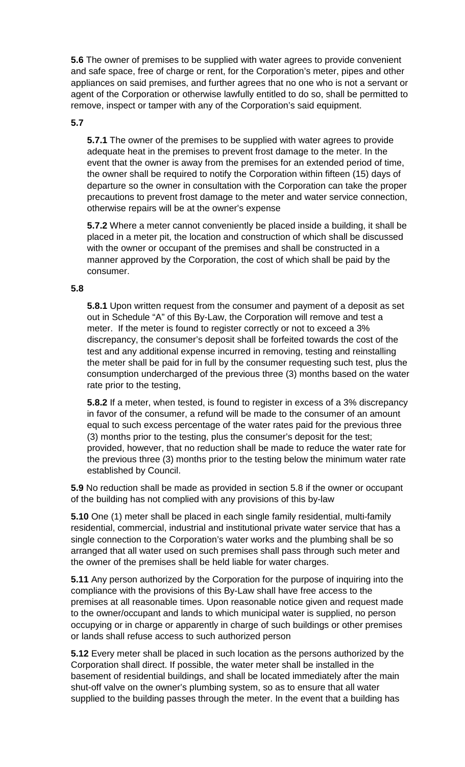**5.6** The owner of premises to be supplied with water agrees to provide convenient and safe space, free of charge or rent, for the Corporation's meter, pipes and other appliances on said premises, and further agrees that no one who is not a servant or agent of the Corporation or otherwise lawfully entitled to do so, shall be permitted to remove, inspect or tamper with any of the Corporation's said equipment.

**5.7**

**5.7.1** The owner of the premises to be supplied with water agrees to provide adequate heat in the premises to prevent frost damage to the meter. In the event that the owner is away from the premises for an extended period of time, the owner shall be required to notify the Corporation within fifteen (15) days of departure so the owner in consultation with the Corporation can take the proper precautions to prevent frost damage to the meter and water service connection, otherwise repairs will be at the owner's expense

**5.7.2** Where a meter cannot conveniently be placed inside a building, it shall be placed in a meter pit, the location and construction of which shall be discussed with the owner or occupant of the premises and shall be constructed in a manner approved by the Corporation, the cost of which shall be paid by the consumer.

**5.8**

**5.8.1** Upon written request from the consumer and payment of a deposit as set out in Schedule "A" of this By-Law, the Corporation will remove and test a meter. If the meter is found to register correctly or not to exceed a 3% discrepancy, the consumer's deposit shall be forfeited towards the cost of the test and any additional expense incurred in removing, testing and reinstalling the meter shall be paid for in full by the consumer requesting such test, plus the consumption undercharged of the previous three (3) months based on the water rate prior to the testing,

**5.8.2** If a meter, when tested, is found to register in excess of a 3% discrepancy in favor of the consumer, a refund will be made to the consumer of an amount equal to such excess percentage of the water rates paid for the previous three (3) months prior to the testing, plus the consumer's deposit for the test; provided, however, that no reduction shall be made to reduce the water rate for the previous three (3) months prior to the testing below the minimum water rate established by Council.

**5.9** No reduction shall be made as provided in section 5.8 if the owner or occupant of the building has not complied with any provisions of this by-law

**5.10** One (1) meter shall be placed in each single family residential, multi-family residential, commercial, industrial and institutional private water service that has a single connection to the Corporation's water works and the plumbing shall be so arranged that all water used on such premises shall pass through such meter and the owner of the premises shall be held liable for water charges.

**5.11** Any person authorized by the Corporation for the purpose of inquiring into the compliance with the provisions of this By-Law shall have free access to the premises at all reasonable times. Upon reasonable notice given and request made to the owner/occupant and lands to which municipal water is supplied, no person occupying or in charge or apparently in charge of such buildings or other premises or lands shall refuse access to such authorized person

**5.12** Every meter shall be placed in such location as the persons authorized by the Corporation shall direct. If possible, the water meter shall be installed in the basement of residential buildings, and shall be located immediately after the main shut-off valve on the owner's plumbing system, so as to ensure that all water supplied to the building passes through the meter. In the event that a building has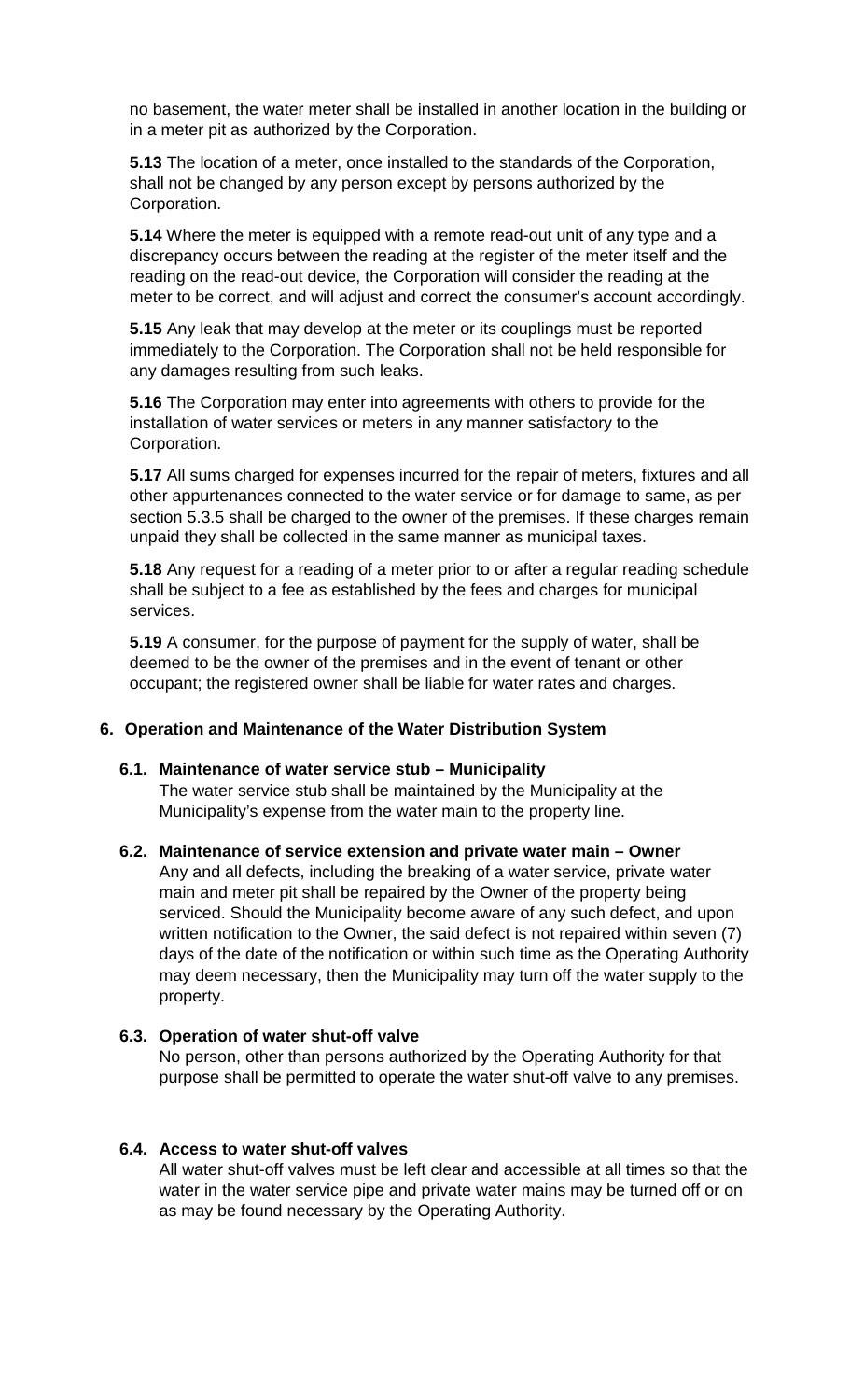no basement, the water meter shall be installed in another location in the building or in a meter pit as authorized by the Corporation.

**5.13** The location of a meter, once installed to the standards of the Corporation, shall not be changed by any person except by persons authorized by the Corporation.

**5.14** Where the meter is equipped with a remote read-out unit of any type and a discrepancy occurs between the reading at the register of the meter itself and the reading on the read-out device, the Corporation will consider the reading at the meter to be correct, and will adjust and correct the consumer's account accordingly.

**5.15** Any leak that may develop at the meter or its couplings must be reported immediately to the Corporation. The Corporation shall not be held responsible for any damages resulting from such leaks.

**5.16** The Corporation may enter into agreements with others to provide for the installation of water services or meters in any manner satisfactory to the Corporation.

**5.17** All sums charged for expenses incurred for the repair of meters, fixtures and all other appurtenances connected to the water service or for damage to same, as per section 5.3.5 shall be charged to the owner of the premises. If these charges remain unpaid they shall be collected in the same manner as municipal taxes.

**5.18** Any request for a reading of a meter prior to or after a regular reading schedule shall be subject to a fee as established by the fees and charges for municipal services.

**5.19** A consumer, for the purpose of payment for the supply of water, shall be deemed to be the owner of the premises and in the event of tenant or other occupant; the registered owner shall be liable for water rates and charges.

## 6. Operation and Maintenance of the Water Distribution System

### 6.1. Maintenance of water service stub – Municipality

The water service stub shall be maintained by the Municipality at the Municipality's expense from the water main to the property line.

### 6.2. Maintenance of service extension and private water main – Owner

Any and all defects, including the breaking of a water service, private water main and meter pit shall be repaired by the Owner of the property being serviced. Should the Municipality become aware of any such defect, and upon written notification to the Owner, the said defect is not repaired within seven (7) days of the date of the notification or within such time as the Operating Authority may deem necessary, then the Municipality may turn off the water supply to the property.

### 6.3. Operation of water shut-off valve

No person, other than persons authorized by the Operating Authority for that purpose shall be permitted to operate the water shut-off valve to any premises.

### 6.4. Access to water shut-off valves

All water shut-off valves must be left clear and accessible at all times so that the water in the water service pipe and private water mains may be turned off or on as may be found necessary by the Operating Authority.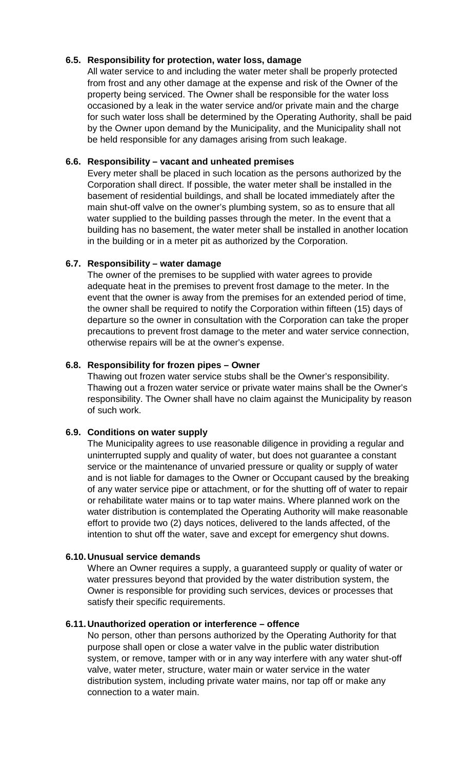### 6.5. Responsibility for protection, water loss, damage

All water service to and including the water meter shall be properly protected from frost and any other damage at the expense and risk of the Owner of the property being serviced. The Owner shall be responsible for the water loss occasioned by a leak in the water service and/or private main and the charge for such water loss shall be determined by the Operating Authority, shall be paid by the Owner upon demand by the Municipality, and the Municipality shall not be held responsible for any damages arising from such leakage.

### 6.6. Responsibility – vacant and unheated premises

Every meter shall be placed in such location as the persons authorized by the Corporation shall direct. If possible, the water meter shall be installed in the basement of residential buildings, and shall be located immediately after the main shut-off valve on the owner's plumbing system, so as to ensure that all water supplied to the building passes through the meter. In the event that a building has no basement, the water meter shall be installed in another location in the building or in a meter pit as authorized by the Corporation.

### 6.7. Responsibility – water damage

The owner of the premises to be supplied with water agrees to provide adequate heat in the premises to prevent frost damage to the meter. In the event that the owner is away from the premises for an extended period of time, the owner shall be required to notify the Corporation within fifteen (15) days of departure so the owner in consultation with the Corporation can take the proper precautions to prevent frost damage to the meter and water service connection, otherwise repairs will be at the owner's expense.

### 6.8. Responsibility for frozen pipes – Owner

Thawing out frozen water service stubs shall be the Owner's responsibility. Thawing out a frozen water service or private water mains shall be the Owner's responsibility. The Owner shall have no claim against the Municipality by reason of such work.

### 6.9. Conditions on water supply

The Municipality agrees to use reasonable diligence in providing a regular and uninterrupted supply and quality of water, but does not guarantee a constant service or the maintenance of unvaried pressure or quality or supply of water and is not liable for damages to the Owner or Occupant caused by the breaking of any water service pipe or attachment, or for the shutting off of water to repair or rehabilitate water mains or to tap water mains. Where planned work on the water distribution is contemplated the Operating Authority will make reasonable effort to provide two (2) days notices, delivered to the lands affected, of the intention to shut off the water, save and except for emergency shut downs.

### 6.10. Unusual service demands

Where an Owner requires a supply, a guaranteed supply or quality of water or water pressures beyond that provided by the water distribution system, the Owner is responsible for providing such services, devices or processes that satisfy their specific requirements.

### 6.11. Unauthorized operation or interference – offence

No person, other than persons authorized by the Operating Authority for that purpose shall open or close a water valve in the public water distribution system, or remove, tamper with or in any way interfere with any water shut-off valve, water meter, structure, water main or water service in the water distribution system, including private water mains, nor tap off or make any connection to a water main.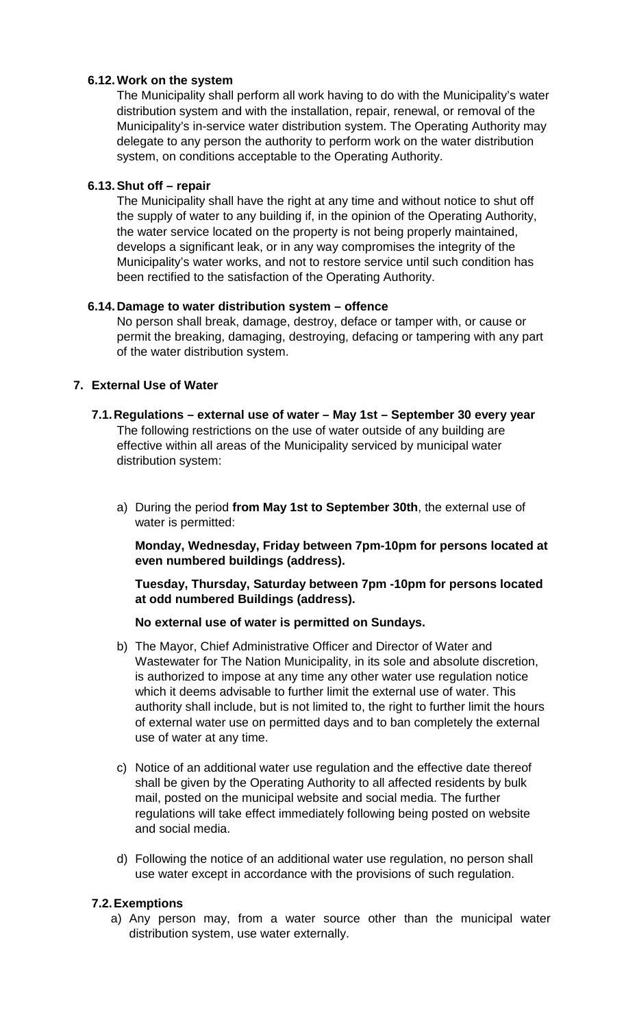### 6.12. Work on the system

The Municipality shall perform all work having to do with the Municipality's water distribution system and with the installation, repair, renewal, or removal of the Municipality's in-service water distribution system. The Operating Authority may delegate to any person the authority to perform work on the water distribution system, on conditions acceptable to the Operating Authority.

### 6.13. Shut off – repair

The Municipality shall have the right at any time and without notice to shut off the supply of water to any building if, in the opinion of the Operating Authority, the water service located on the property is not being properly maintained, develops a significant leak, or in any way compromises the integrity of the Municipality's water works, and not to restore service until such condition has been rectified to the satisfaction of the Operating Authority.

### 6.14. Damage to water distribution system – offence

No person shall break, damage, destroy, deface or tamper with, or cause or permit the breaking, damaging, destroying, defacing or tampering with any part of the water distribution system.

## 7. External Use of Water

### 7.1. Regulations – external use of water – May 1st – September 30 every year

The following restrictions on the use of water outside of any building are effective within all areas of the Municipality serviced by municipal water distribution system:

a) During the period **from May 1st to September 30th**, the external use of water is permitted:

   **Monday, Wednesday, Friday between 7pm-10pm for persons located at even numbered buildings (address).**

   **Tuesday, Thursday, Saturday between 7pm -10pm for persons located at odd numbered Buildings (address).**

   **No external use of water is permitted on Sundays.**

b) The Mayor, Chief Administrative Officer and Director of Water and Wastewater for The Nation Municipality, in its sole and absolute discretion, is authorized to impose at any time any other water use regulation notice which it deems advisable to further limit the external use of water. This authority shall include, but is not limited to, the right to further limit the hours of external water use on permitted days and to ban completely the external use of water at any time.

c) Notice of an additional water use regulation and the effective date thereof shall be given by the Operating Authority to all affected residents by bulk mail, posted on the municipal website and social media. The further regulations will take effect immediately following being posted on website and social media.

d) Following the notice of an additional water use regulation, no person shall use water except in accordance with the provisions of such regulation.

### 7.2. Exemptions

a) Any person may, from a water source other than the municipal water distribution system, use water externally.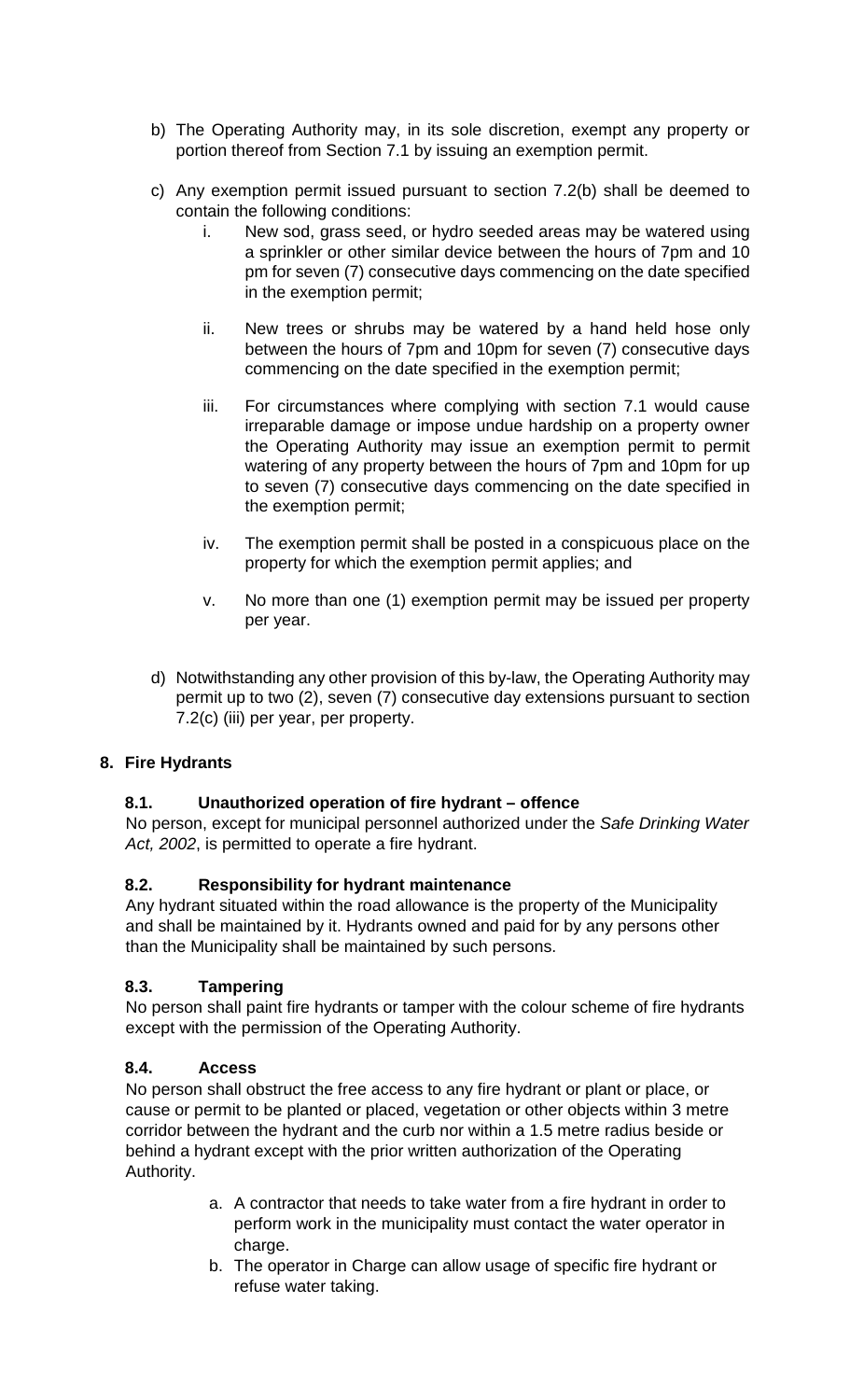b) The Operating Authority may, in its sole discretion, exempt any property or portion thereof from Section 7.1 by issuing an exemption permit.

c) Any exemption permit issued pursuant to section 7.2(b) shall be deemed to contain the following conditions:

   i. New sod, grass seed, or hydro seeded areas may be watered using a sprinkler or other similar device between the hours of 7pm and 10 pm for seven (7) consecutive days commencing on the date specified in the exemption permit;

   ii. New trees or shrubs may be watered by a hand held hose only between the hours of 7pm and 10pm for seven (7) consecutive days commencing on the date specified in the exemption permit;

   iii. For circumstances where complying with section 7.1 would cause irreparable damage or impose undue hardship on a property owner the Operating Authority may issue an exemption permit to permit watering of any property between the hours of 7pm and 10pm for up to seven (7) consecutive days commencing on the date specified in the exemption permit;

   iv. The exemption permit shall be posted in a conspicuous place on the property for which the exemption permit applies; and

   v. No more than one (1) exemption permit may be issued per property per year.

d) Notwithstanding any other provision of this by-law, the Operating Authority may permit up to two (2), seven (7) consecutive day extensions pursuant to section 7.2(c) (iii) per year, per property.

## 8. Fire Hydrants

### 8.1. Unauthorized operation of fire hydrant – offence

No person, except for municipal personnel authorized under the *Safe Drinking Water Act, 2002*, is permitted to operate a fire hydrant.

### 8.2. Responsibility for hydrant maintenance

Any hydrant situated within the road allowance is the property of the Municipality and shall be maintained by it. Hydrants owned and paid for by any persons other than the Municipality shall be maintained by such persons.

### 8.3. Tampering

No person shall paint fire hydrants or tamper with the colour scheme of fire hydrants except with the permission of the Operating Authority.

### 8.4. Access

No person shall obstruct the free access to any fire hydrant or plant or place, or cause or permit to be planted or placed, vegetation or other objects within 3 metre corridor between the hydrant and the curb nor within a 1.5 metre radius beside or behind a hydrant except with the prior written authorization of the Operating Authority.

a. A contractor that needs to take water from a fire hydrant in order to perform work in the municipality must contact the water operator in charge.
b. The operator in Charge can allow usage of specific fire hydrant or refuse water taking.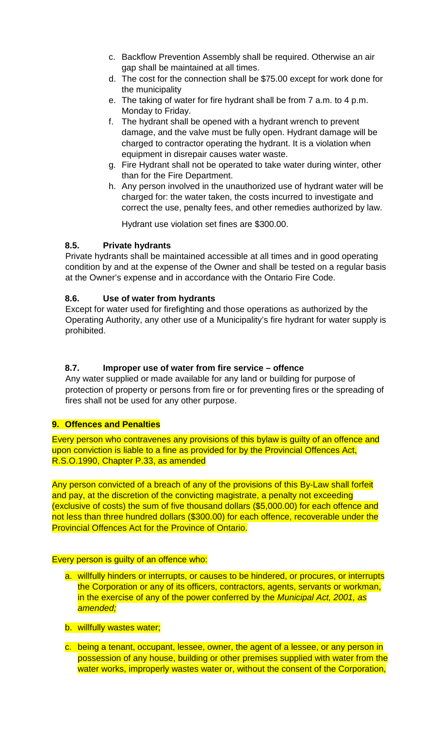c. Backflow Prevention Assembly shall be required. Otherwise an air gap shall be maintained at all times.
d. The cost for the connection shall be $75.00 except for work done for the municipality
e. The taking of water for fire hydrant shall be from 7 a.m. to 4 p.m. Monday to Friday.
f. The hydrant shall be opened with a hydrant wrench to prevent damage, and the valve must be fully open. Hydrant damage will be charged to contractor operating the hydrant. It is a violation when equipment in disrepair causes water waste.
g. Fire Hydrant shall not be operated to take water during winter, other than for the Fire Department.
h. Any person involved in the unauthorized use of hydrant water will be charged for: the water taken, the costs incurred to investigate and correct the use, penalty fees, and other remedies authorized by law.

   Hydrant use violation set fines are $300.00.

### 8.5. Private hydrants

Private hydrants shall be maintained accessible at all times and in good operating condition by and at the expense of the Owner and shall be tested on a regular basis at the Owner's expense and in accordance with the Ontario Fire Code.

### 8.6. Use of water from hydrants

Except for water used for firefighting and those operations as authorized by the Operating Authority, any other use of a Municipality's fire hydrant for water supply is prohibited.

### 8.7. Improper use of water from fire service – offence

Any water supplied or made available for any land or building for purpose of protection of property or persons from fire or for preventing fires or the spreading of fires shall not be used for any other purpose.

## 9. Offences and Penalties

Every person who contravenes any provisions of this bylaw is guilty of an offence and upon conviction is liable to a fine as provided for by the Provincial Offences Act, R.S.O.1990, Chapter P.33, as amended

Any person convicted of a breach of any of the provisions of this By-Law shall forfeit and pay, at the discretion of the convicting magistrate, a penalty not exceeding (exclusive of costs) the sum of five thousand dollars ($5,000.00) for each offence and not less than three hundred dollars ($300.00) for each offence, recoverable under the Provincial Offences Act for the Province of Ontario.

Every person is guilty of an offence who:

a. willfully hinders or interrupts, or causes to be hindered, or procures, or interrupts the Corporation or any of its officers, contractors, agents, servants or workman, in the exercise of any of the power conferred by the *Municipal Act, 2001, as amended;*

b. willfully wastes water;

c. being a tenant, occupant, lessee, owner, the agent of a lessee, or any person in possession of any house, building or other premises supplied with water from the water works, improperly wastes water or, without the consent of the Corporation,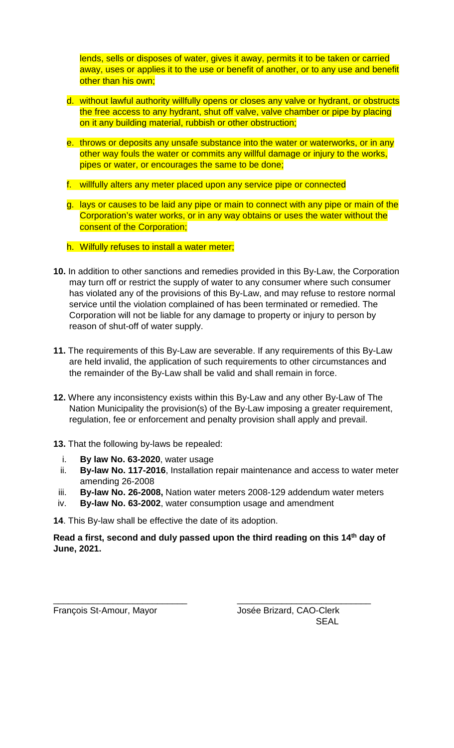lends, sells or disposes of water, gives it away, permits it to be taken or carried away, uses or applies it to the use or benefit of another, or to any use and benefit other than his own;

d. without lawful authority willfully opens or closes any valve or hydrant, or obstructs the free access to any hydrant, shut off valve, valve chamber or pipe by placing on it any building material, rubbish or other obstruction;

e. throws or deposits any unsafe substance into the water or waterworks, or in any other way fouls the water or commits any willful damage or injury to the works, pipes or water, or encourages the same to be done;

f. willfully alters any meter placed upon any service pipe or connected

g. lays or causes to be laid any pipe or main to connect with any pipe or main of the Corporation's water works, or in any way obtains or uses the water without the consent of the Corporation;

h. Wilfully refuses to install a water meter;

**10.** In addition to other sanctions and remedies provided in this By-Law, the Corporation may turn off or restrict the supply of water to any consumer where such consumer has violated any of the provisions of this By-Law, and may refuse to restore normal service until the violation complained of has been terminated or remedied. The Corporation will not be liable for any damage to property or injury to person by reason of shut-off of water supply.

**11.** The requirements of this By-Law are severable. If any requirements of this By-Law are held invalid, the application of such requirements to other circumstances and the remainder of the By-Law shall be valid and shall remain in force.

**12.** Where any inconsistency exists within this By-Law and any other By-Law of The Nation Municipality the provision(s) of the By-Law imposing a greater requirement, regulation, fee or enforcement and penalty provision shall apply and prevail.

**13.** That the following by-laws be repealed:

i. **By law No. 63-2020**, water usage
ii. **By-law No. 117-2016**, Installation repair maintenance and access to water meter amending 26-2008
iii. **By-law No. 26-2008,** Nation water meters 2008-129 addendum water meters
iv. **By-law No. 63-2002**, water consumption usage and amendment

**14**. This By-law shall be effective the date of its adoption.

**Read a first, second and duly passed upon the third reading on this 14th day of June, 2021.**

\_\_\_\_\_\_\_\_\_\_\_\_\_\_\_\_\_\_\_\_\_\_\_\_\_\_\_
François St-Amour, Mayor

\_\_\_\_\_\_\_\_\_\_\_\_\_\_\_\_\_\_\_\_\_\_\_\_\_\_\_
Josée Brizard, CAO-Clerk

SEAL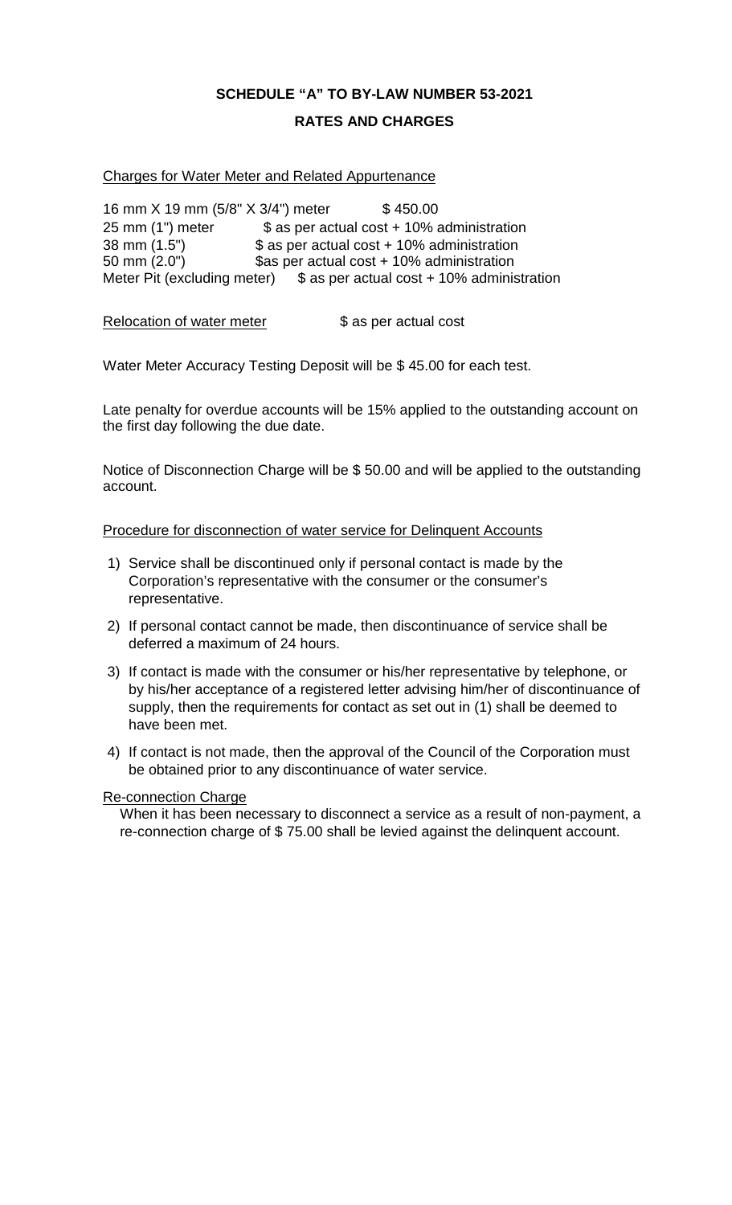**SCHEDULE "A" TO BY-LAW NUMBER 53-2021**

**RATES AND CHARGES**

Charges for Water Meter and Related Appurtenance

| | |
|---|---|
| 16 mm X 19 mm (5/8" X 3/4") meter | $ 450.00 |
| 25 mm (1") meter | $ as per actual cost + 10% administration |
| 38 mm (1.5") | $ as per actual cost + 10% administration |
| 50 mm (2.0") | $as per actual cost + 10% administration |
| Meter Pit (excluding meter) | $ as per actual cost + 10% administration |

Relocation of water meter $ as per actual cost

Water Meter Accuracy Testing Deposit will be $ 45.00 for each test.

Late penalty for overdue accounts will be 15% applied to the outstanding account on the first day following the due date.

Notice of Disconnection Charge will be $ 50.00 and will be applied to the outstanding account.

Procedure for disconnection of water service for Delinquent Accounts

1) Service shall be discontinued only if personal contact is made by the Corporation's representative with the consumer or the consumer's representative.
2) If personal contact cannot be made, then discontinuance of service shall be deferred a maximum of 24 hours.
3) If contact is made with the consumer or his/her representative by telephone, or by his/her acceptance of a registered letter advising him/her of discontinuance of supply, then the requirements for contact as set out in (1) shall be deemed to have been met.
4) If contact is not made, then the approval of the Council of the Corporation must be obtained prior to any discontinuance of water service.

Re-connection Charge

When it has been necessary to disconnect a service as a result of non-payment, a re-connection charge of $ 75.00 shall be levied against the delinquent account.